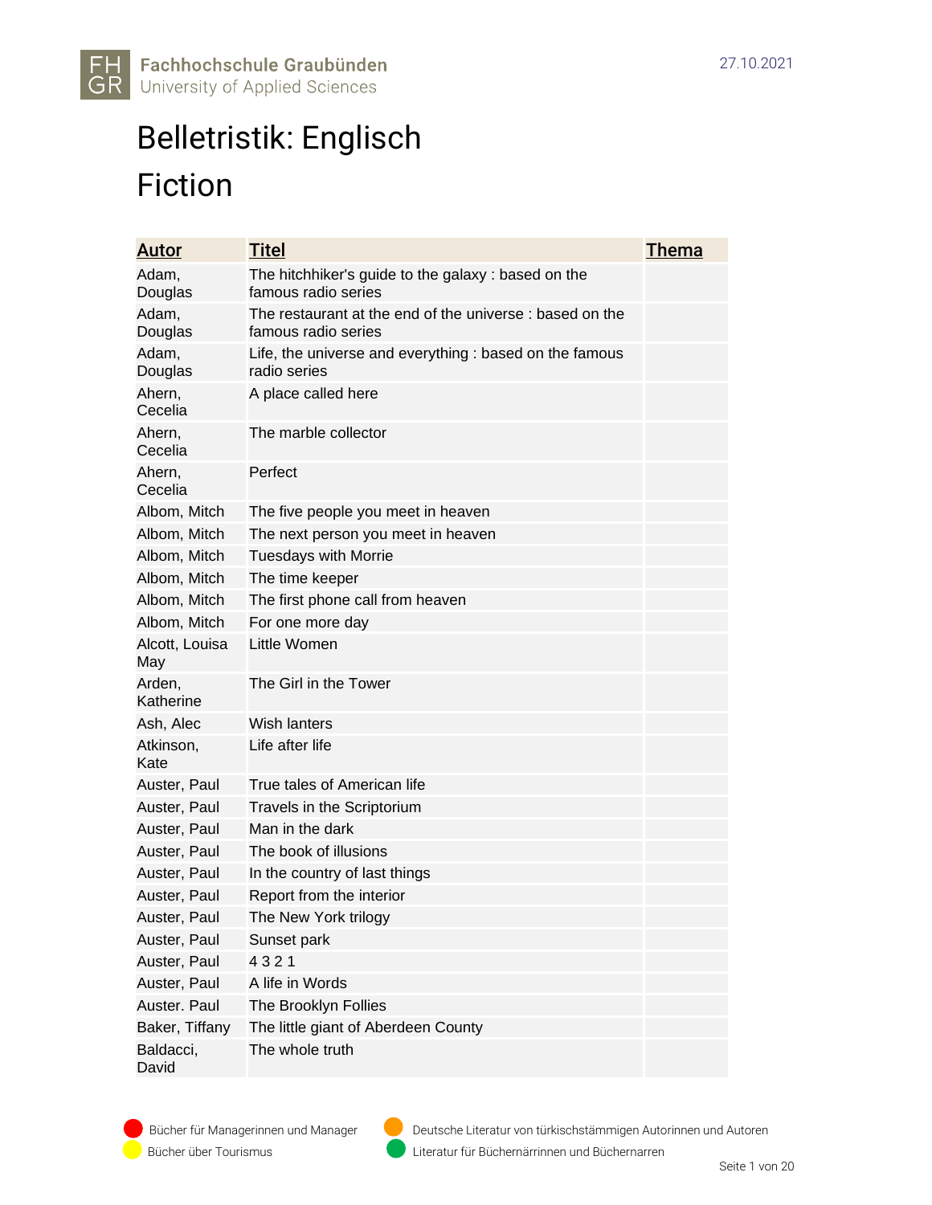Fachhochschule Graubünden
University of Applied Sciences

27.10.2021

# Belletristik: Englisch

# Fiction

| Autor | Titel | Thema |
| --- | --- | --- |
| Adam, Douglas | The hitchhiker's guide to the galaxy : based on the famous radio series | |
| Adam, Douglas | The restaurant at the end of the universe : based on the famous radio series | |
| Adam, Douglas | Life, the universe and everything : based on the famous radio series | |
| Ahern, Cecelia | A place called here | |
| Ahern, Cecelia | The marble collector | |
| Ahern, Cecelia | Perfect | |
| Albom, Mitch | The five people you meet in heaven | |
| Albom, Mitch | The next person you meet in heaven | |
| Albom, Mitch | Tuesdays with Morrie | |
| Albom, Mitch | The time keeper | |
| Albom, Mitch | The first phone call from heaven | |
| Albom, Mitch | For one more day | |
| Alcott, Louisa May | Little Women | |
| Arden, Katherine | The Girl in the Tower | |
| Ash, Alec | Wish lanters | |
| Atkinson, Kate | Life after life | |
| Auster, Paul | True tales of American life | |
| Auster, Paul | Travels in the Scriptorium | |
| Auster, Paul | Man in the dark | |
| Auster, Paul | The book of illusions | |
| Auster, Paul | In the country of last things | |
| Auster, Paul | Report from the interior | |
| Auster, Paul | The New York trilogy | |
| Auster, Paul | Sunset park | |
| Auster, Paul | 4 3 2 1 | |
| Auster, Paul | A life in Words | |
| Auster. Paul | The Brooklyn Follies | |
| Baker, Tiffany | The little giant of Aberdeen County | |
| Baldacci, David | The whole truth | |

Bücher für Managerinnen und Manager (rot)
Bücher über Tourismus (gelb)
Deutsche Literatur von türkischstämmigen Autorinnen und Autoren (orange)
Literatur für Büchernärrinnen und Büchernarren (grün)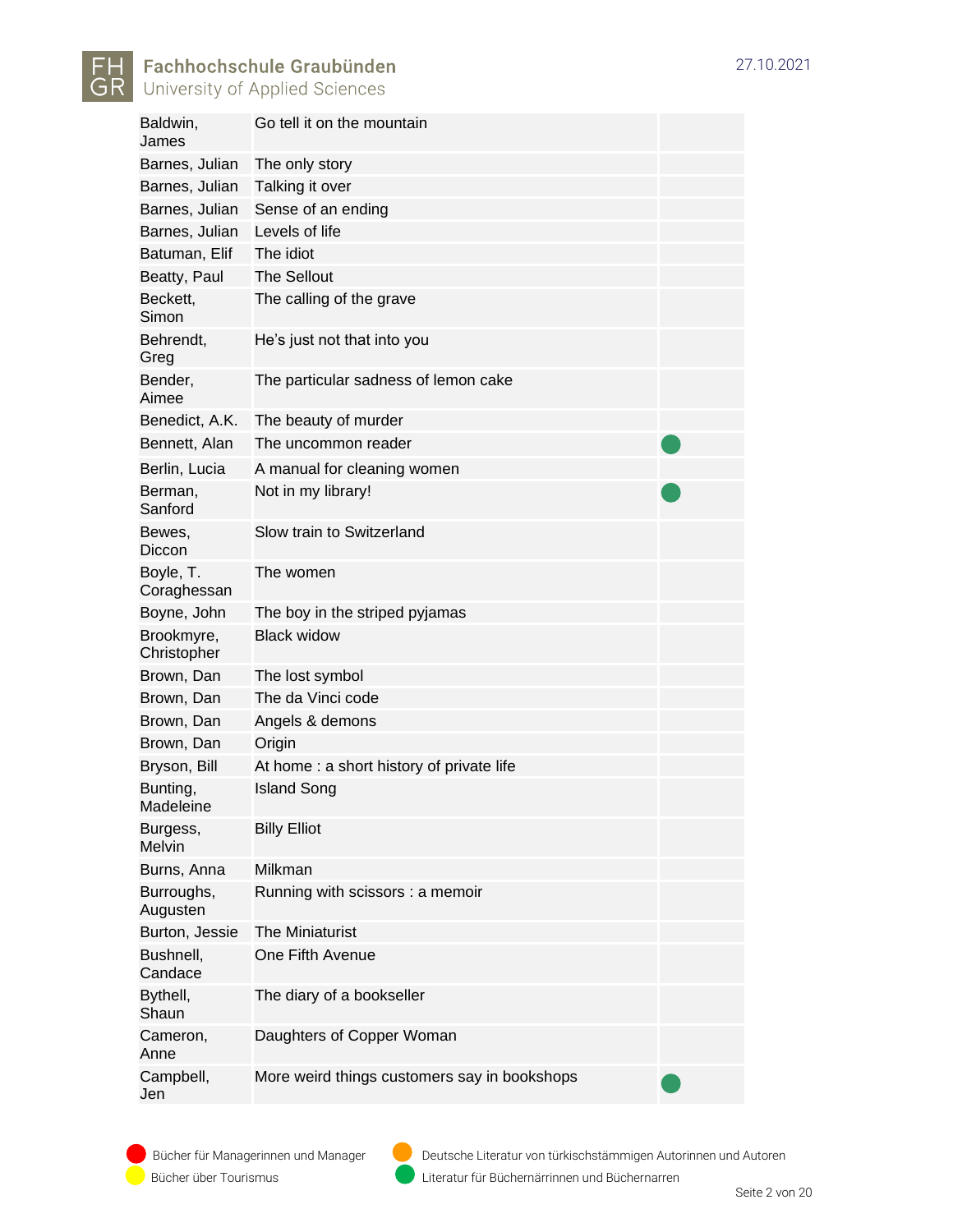| Autor | Titel | |
|---|---|---|
| Baldwin, James | Go tell it on the mountain | |
| Barnes, Julian | The only story | |
| Barnes, Julian | Talking it over | |
| Barnes, Julian | Sense of an ending | |
| Barnes, Julian | Levels of life | |
| Batuman, Elif | The idiot | |
| Beatty, Paul | The Sellout | |
| Beckett, Simon | The calling of the grave | |
| Behrendt, Greg | He's just not that into you | |
| Bender, Aimee | The particular sadness of lemon cake | |
| Benedict, A.K. | The beauty of murder | |
| Bennett, Alan | The uncommon reader | ● (grün) |
| Berlin, Lucia | A manual for cleaning women | |
| Berman, Sanford | Not in my library! | ● (grün) |
| Bewes, Diccon | Slow train to Switzerland | |
| Boyle, T. Coraghessan | The women | |
| Boyne, John | The boy in the striped pyjamas | |
| Brookmyre, Christopher | Black widow | |
| Brown, Dan | The lost symbol | |
| Brown, Dan | The da Vinci code | |
| Brown, Dan | Angels & demons | |
| Brown, Dan | Origin | |
| Bryson, Bill | At home : a short history of private life | |
| Bunting, Madeleine | Island Song | |
| Burgess, Melvin | Billy Elliot | |
| Burns, Anna | Milkman | |
| Burroughs, Augusten | Running with scissors : a memoir | |
| Burton, Jessie | The Miniaturist | |
| Bushnell, Candace | One Fifth Avenue | |
| Bythell, Shaun | The diary of a bookseller | |
| Cameron, Anne | Daughters of Copper Woman | |
| Campbell, Jen | More weird things customers say in bookshops | ● (grün) |

Legende:

- ● (rot) Bücher für Managerinnen und Manager
- ● (gelb) Bücher über Tourismus
- ● (orange) Deutsche Literatur von türkischstämmigen Autorinnen und Autoren
- ● (grün) Literatur für Büchernärrinnen und Büchernarren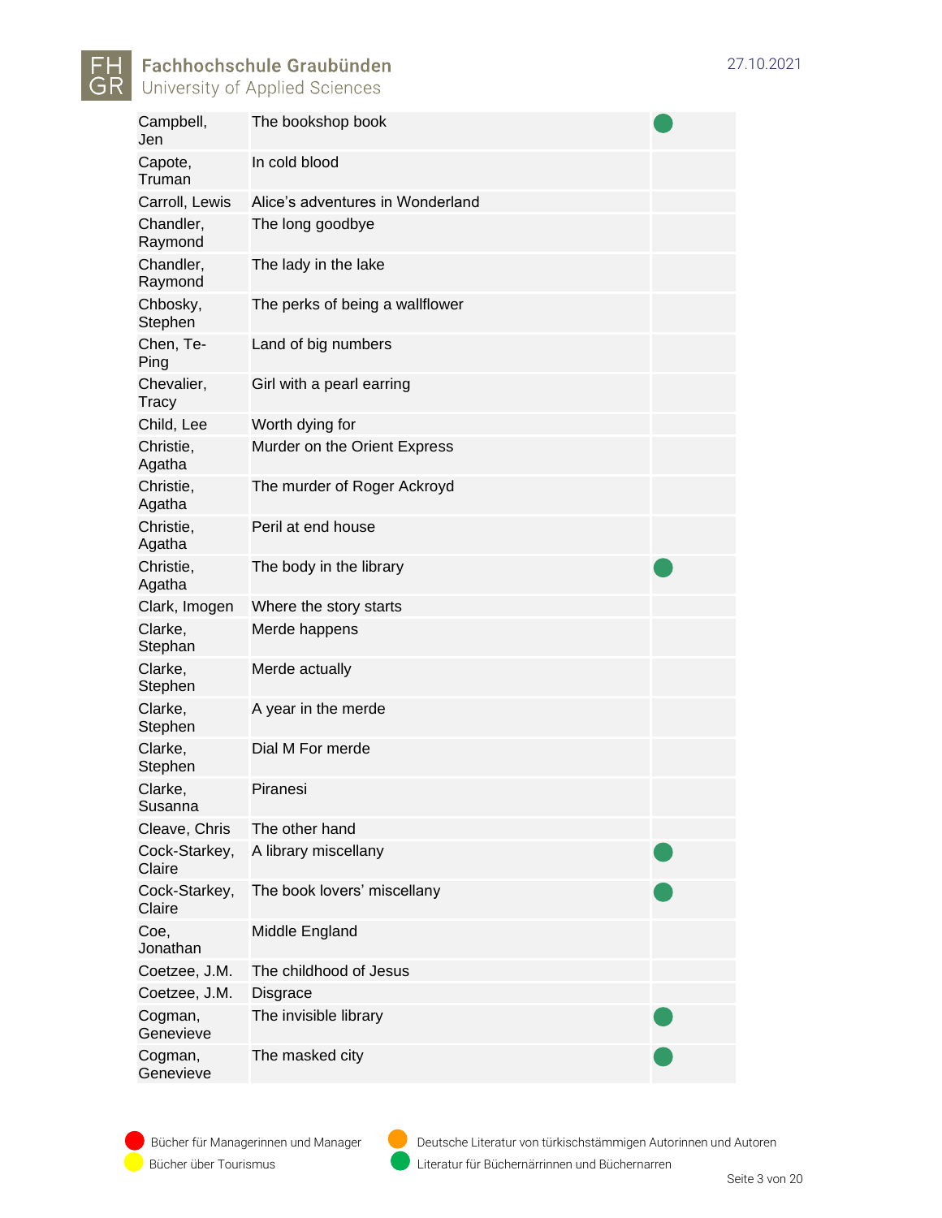| Autor | Titel | Kategorie |
|---|---|---|
| Campbell, Jen | The bookshop book | 🟢 |
| Capote, Truman | In cold blood | |
| Carroll, Lewis | Alice's adventures in Wonderland | |
| Chandler, Raymond | The long goodbye | |
| Chandler, Raymond | The lady in the lake | |
| Chbosky, Stephen | The perks of being a wallflower | |
| Chen, Te-Ping | Land of big numbers | |
| Chevalier, Tracy | Girl with a pearl earring | |
| Child, Lee | Worth dying for | |
| Christie, Agatha | Murder on the Orient Express | |
| Christie, Agatha | The murder of Roger Ackroyd | |
| Christie, Agatha | Peril at end house | |
| Christie, Agatha | The body in the library | 🟢 |
| Clark, Imogen | Where the story starts | |
| Clarke, Stephan | Merde happens | |
| Clarke, Stephen | Merde actually | |
| Clarke, Stephen | A year in the merde | |
| Clarke, Stephen | Dial M For merde | |
| Clarke, Susanna | Piranesi | |
| Cleave, Chris | The other hand | |
| Cock-Starkey, Claire | A library miscellany | 🟢 |
| Cock-Starkey, Claire | The book lovers' miscellany | 🟢 |
| Coe, Jonathan | Middle England | |
| Coetzee, J.M. | The childhood of Jesus | |
| Coetzee, J.M. | Disgrace | |
| Cogman, Genevieve | The invisible library | 🟢 |
| Cogman, Genevieve | The masked city | 🟢 |

🔴 Bücher für Managerinnen und Manager
🟡 Bücher über Tourismus
🟠 Deutsche Literatur von türkischstämmigen Autorinnen und Autoren
🟢 Literatur für Büchernärrinnen und Büchernarren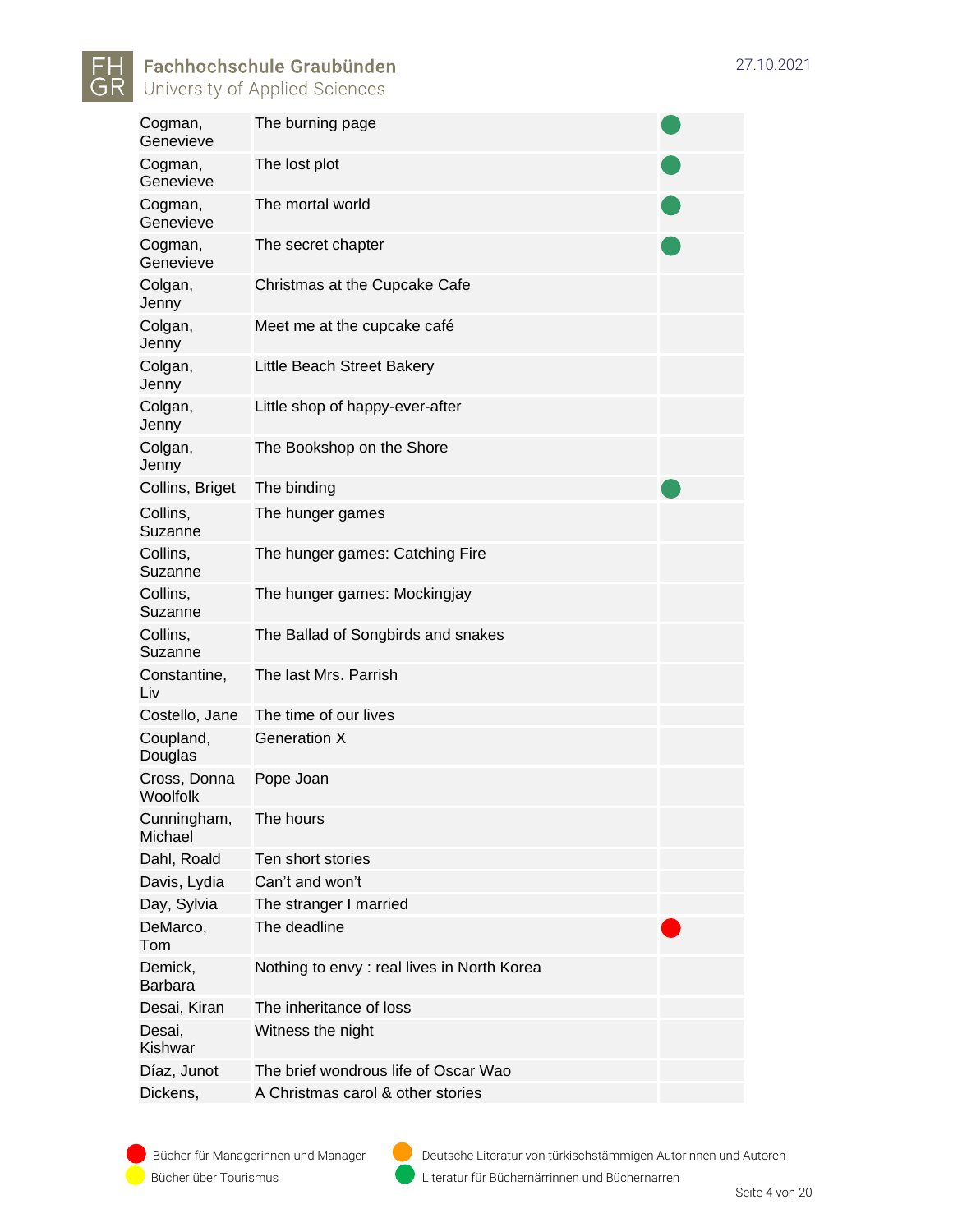| Autor | Titel | Kategorie |
|---|---|---|
| Cogman, Genevieve | The burning page | 🟢 |
| Cogman, Genevieve | The lost plot | 🟢 |
| Cogman, Genevieve | The mortal world | 🟢 |
| Cogman, Genevieve | The secret chapter | 🟢 |
| Colgan, Jenny | Christmas at the Cupcake Cafe | |
| Colgan, Jenny | Meet me at the cupcake café | |
| Colgan, Jenny | Little Beach Street Bakery | |
| Colgan, Jenny | Little shop of happy-ever-after | |
| Colgan, Jenny | The Bookshop on the Shore | |
| Collins, Briget | The binding | 🟢 |
| Collins, Suzanne | The hunger games | |
| Collins, Suzanne | The hunger games: Catching Fire | |
| Collins, Suzanne | The hunger games: Mockingjay | |
| Collins, Suzanne | The Ballad of Songbirds and snakes | |
| Constantine, Liv | The last Mrs. Parrish | |
| Costello, Jane | The time of our lives | |
| Coupland, Douglas | Generation X | |
| Cross, Donna Woolfolk | Pope Joan | |
| Cunningham, Michael | The hours | |
| Dahl, Roald | Ten short stories | |
| Davis, Lydia | Can't and won't | |
| Day, Sylvia | The stranger I married | |
| DeMarco, Tom | The deadline | 🔴 |
| Demick, Barbara | Nothing to envy : real lives in North Korea | |
| Desai, Kiran | The inheritance of loss | |
| Desai, Kishwar | Witness the night | |
| Díaz, Junot | The brief wondrous life of Oscar Wao | |
| Dickens, | A Christmas carol & other stories | |

🔴 Bücher für Managerinnen und Manager
🟠 Deutsche Literatur von türkischstämmigen Autorinnen und Autoren
🟡 Bücher über Tourismus
🟢 Literatur für Büchernärrinnen und Büchernarren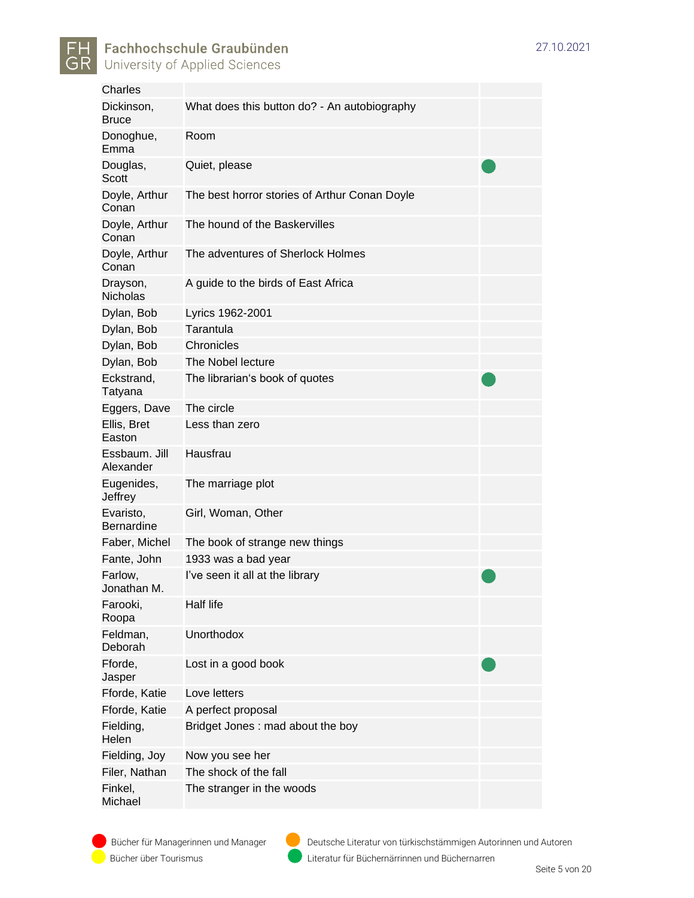| | | |
|---|---|---|
| Charles | | |
| Dickinson, Bruce | What does this button do? - An autobiography | |
| Donoghue, Emma | Room | |
| Douglas, Scott | Quiet, please | 🟢 |
| Doyle, Arthur Conan | The best horror stories of Arthur Conan Doyle | |
| Doyle, Arthur Conan | The hound of the Baskervilles | |
| Doyle, Arthur Conan | The adventures of Sherlock Holmes | |
| Drayson, Nicholas | A guide to the birds of East Africa | |
| Dylan, Bob | Lyrics 1962-2001 | |
| Dylan, Bob | Tarantula | |
| Dylan, Bob | Chronicles | |
| Dylan, Bob | The Nobel lecture | |
| Eckstrand, Tatyana | The librarian's book of quotes | 🟢 |
| Eggers, Dave | The circle | |
| Ellis, Bret Easton | Less than zero | |
| Essbaum. Jill Alexander | Hausfrau | |
| Eugenides, Jeffrey | The marriage plot | |
| Evaristo, Bernardine | Girl, Woman, Other | |
| Faber, Michel | The book of strange new things | |
| Fante, John | 1933 was a bad year | |
| Farlow, Jonathan M. | I've seen it all at the library | 🟢 |
| Farooki, Roopa | Half life | |
| Feldman, Deborah | Unorthodox | |
| Fforde, Jasper | Lost in a good book | 🟢 |
| Fforde, Katie | Love letters | |
| Fforde, Katie | A perfect proposal | |
| Fielding, Helen | Bridget Jones : mad about the boy | |
| Fielding, Joy | Now you see her | |
| Filer, Nathan | The shock of the fall | |
| Finkel, Michael | The stranger in the woods | |

🔴 Bücher für Managerinnen und Manager
🟠 Deutsche Literatur von türkischstämmigen Autorinnen und Autoren
🟡 Bücher über Tourismus
🟢 Literatur für Büchernärrinnen und Büchernarren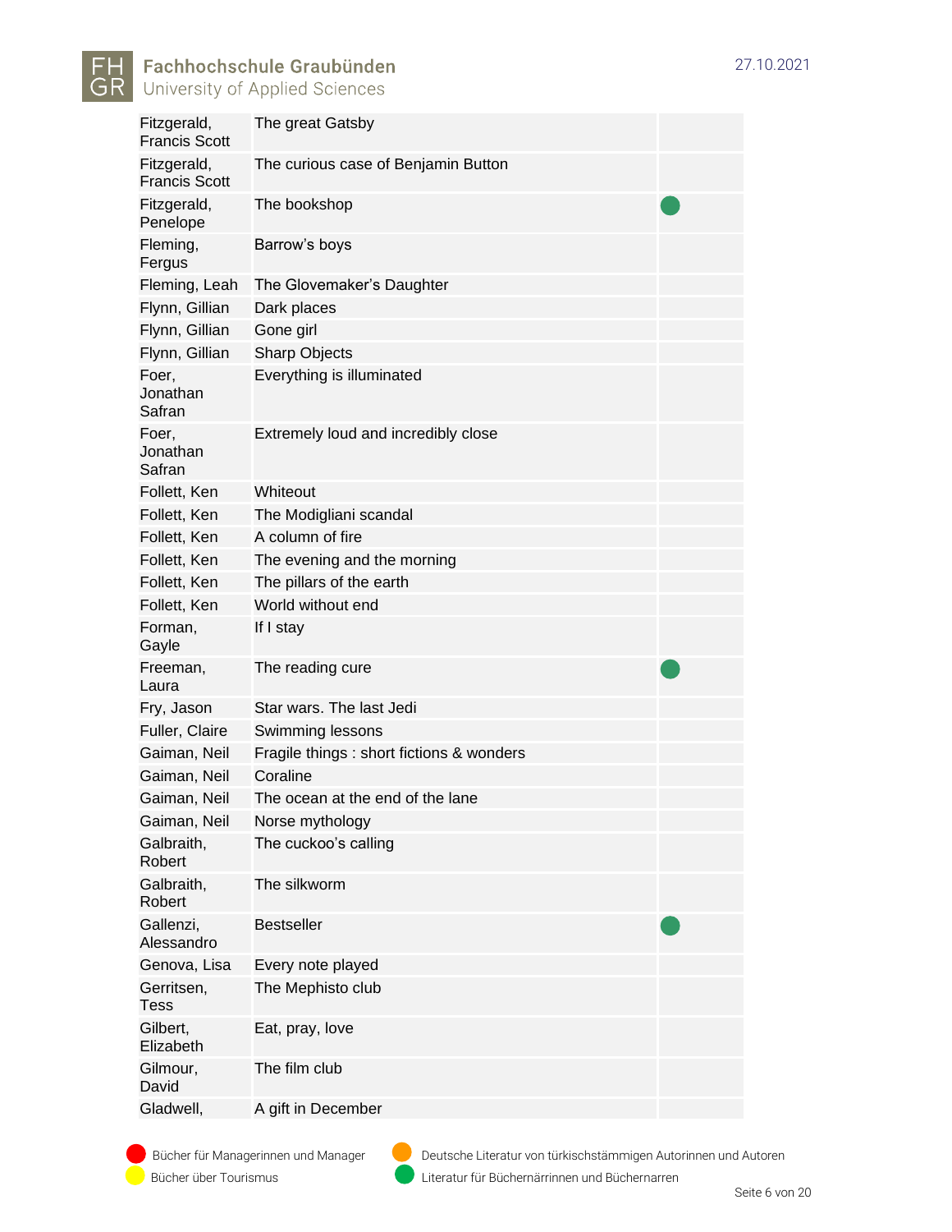| | | |
|---|---|---|
| Fitzgerald, Francis Scott | The great Gatsby | |
| Fitzgerald, Francis Scott | The curious case of Benjamin Button | |
| Fitzgerald, Penelope | The bookshop | 🟢 |
| Fleming, Fergus | Barrow's boys | |
| Fleming, Leah | The Glovemaker's Daughter | |
| Flynn, Gillian | Dark places | |
| Flynn, Gillian | Gone girl | |
| Flynn, Gillian | Sharp Objects | |
| Foer, Jonathan Safran | Everything is illuminated | |
| Foer, Jonathan Safran | Extremely loud and incredibly close | |
| Follett, Ken | Whiteout | |
| Follett, Ken | The Modigliani scandal | |
| Follett, Ken | A column of fire | |
| Follett, Ken | The evening and the morning | |
| Follett, Ken | The pillars of the earth | |
| Follett, Ken | World without end | |
| Forman, Gayle | If I stay | |
| Freeman, Laura | The reading cure | 🟢 |
| Fry, Jason | Star wars. The last Jedi | |
| Fuller, Claire | Swimming lessons | |
| Gaiman, Neil | Fragile things : short fictions & wonders | |
| Gaiman, Neil | Coraline | |
| Gaiman, Neil | The ocean at the end of the lane | |
| Gaiman, Neil | Norse mythology | |
| Galbraith, Robert | The cuckoo's calling | |
| Galbraith, Robert | The silkworm | |
| Gallenzi, Alessandro | Bestseller | 🟢 |
| Genova, Lisa | Every note played | |
| Gerritsen, Tess | The Mephisto club | |
| Gilbert, Elizabeth | Eat, pray, love | |
| Gilmour, David | The film club | |
| Gladwell, | A gift in December | |

🔴 Bücher für Managerinnen und Manager
🟠 Deutsche Literatur von türkischstämmigen Autorinnen und Autoren
🟡 Bücher über Tourismus
🟢 Literatur für Büchernärrinnen und Büchernarren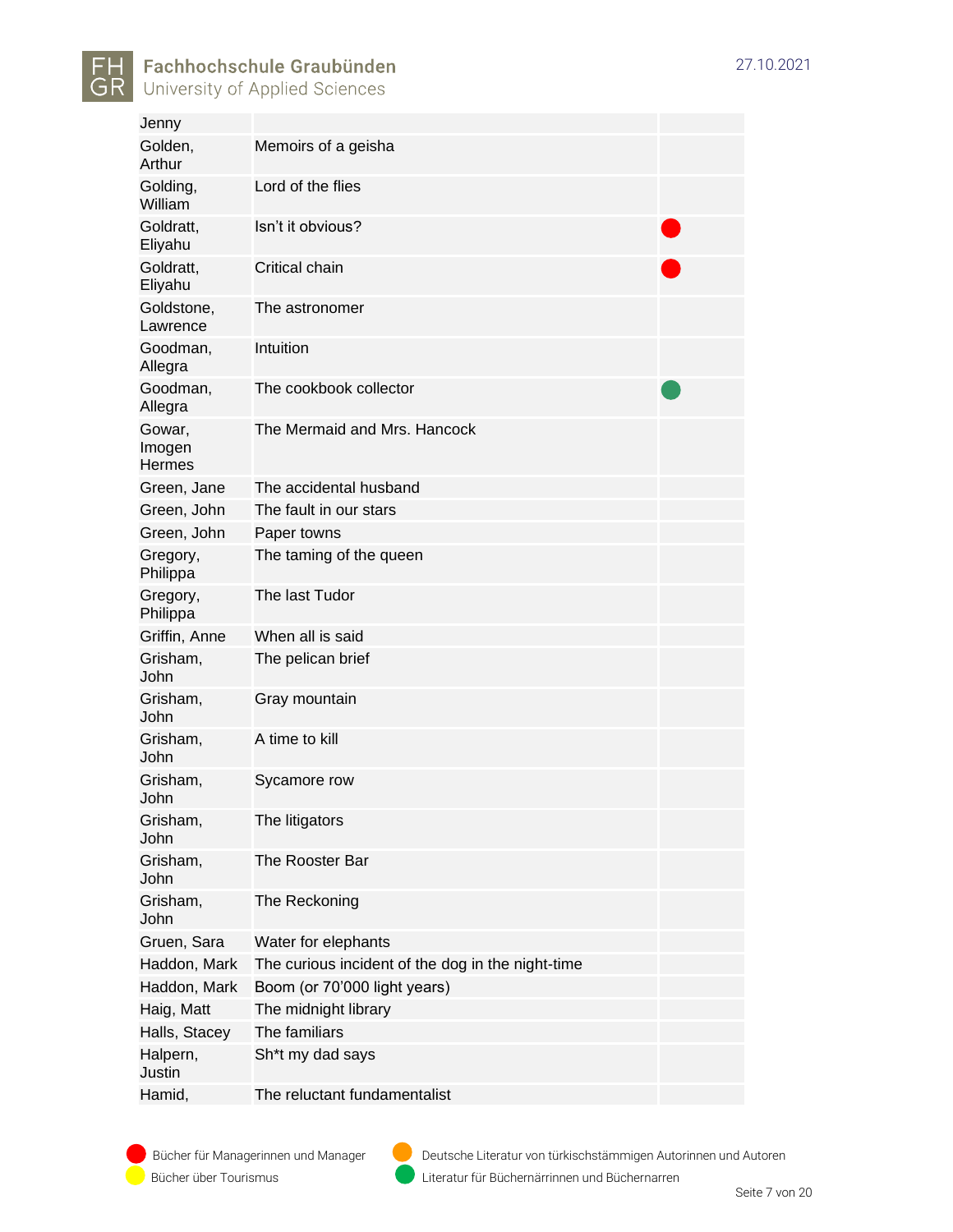| | | |
|---|---|---|
| Jenny | | |
| Golden, Arthur | Memoirs of a geisha | |
| Golding, William | Lord of the flies | |
| Goldratt, Eliyahu | Isn't it obvious? | 🔴 |
| Goldratt, Eliyahu | Critical chain | 🔴 |
| Goldstone, Lawrence | The astronomer | |
| Goodman, Allegra | Intuition | |
| Goodman, Allegra | The cookbook collector | 🟢 |
| Gowar, Imogen Hermes | The Mermaid and Mrs. Hancock | |
| Green, Jane | The accidental husband | |
| Green, John | The fault in our stars | |
| Green, John | Paper towns | |
| Gregory, Philippa | The taming of the queen | |
| Gregory, Philippa | The last Tudor | |
| Griffin, Anne | When all is said | |
| Grisham, John | The pelican brief | |
| Grisham, John | Gray mountain | |
| Grisham, John | A time to kill | |
| Grisham, John | Sycamore row | |
| Grisham, John | The litigators | |
| Grisham, John | The Rooster Bar | |
| Grisham, John | The Reckoning | |
| Gruen, Sara | Water for elephants | |
| Haddon, Mark | The curious incident of the dog in the night-time | |
| Haddon, Mark | Boom (or 70'000 light years) | |
| Haig, Matt | The midnight library | |
| Halls, Stacey | The familiars | |
| Halpern, Justin | Sh*t my dad says | |
| Hamid, | The reluctant fundamentalist | |

🔴 Bücher für Managerinnen und Manager
🟠 Deutsche Literatur von türkischstämmigen Autorinnen und Autoren
🟡 Bücher über Tourismus
🟢 Literatur für Büchernärrinnen und Büchernarren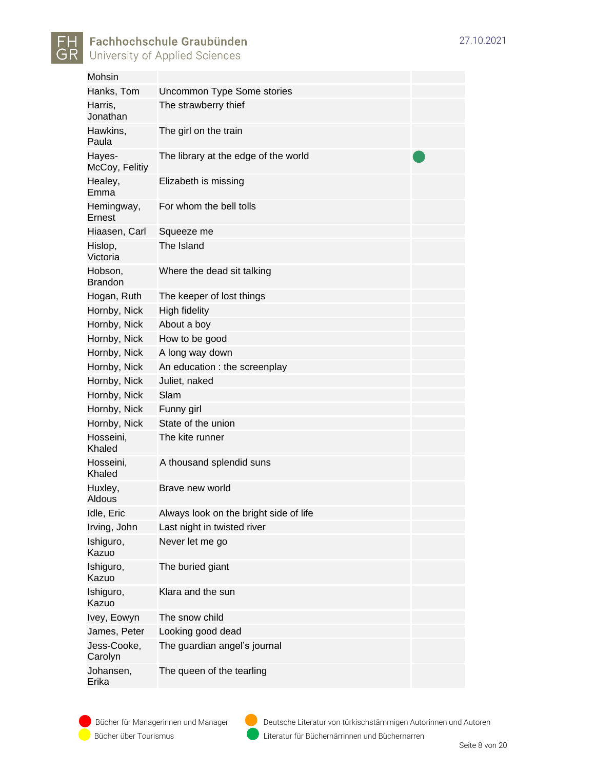| | | |
|---|---|---|
| Mohsin | | |
| Hanks, Tom | Uncommon Type Some stories | |
| Harris, Jonathan | The strawberry thief | |
| Hawkins, Paula | The girl on the train | |
| Hayes-McCoy, Felitiy | The library at the edge of the world | 🟢 |
| Healey, Emma | Elizabeth is missing | |
| Hemingway, Ernest | For whom the bell tolls | |
| Hiaasen, Carl | Squeeze me | |
| Hislop, Victoria | The Island | |
| Hobson, Brandon | Where the dead sit talking | |
| Hogan, Ruth | The keeper of lost things | |
| Hornby, Nick | High fidelity | |
| Hornby, Nick | About a boy | |
| Hornby, Nick | How to be good | |
| Hornby, Nick | A long way down | |
| Hornby, Nick | An education : the screenplay | |
| Hornby, Nick | Juliet, naked | |
| Hornby, Nick | Slam | |
| Hornby, Nick | Funny girl | |
| Hornby, Nick | State of the union | |
| Hosseini, Khaled | The kite runner | |
| Hosseini, Khaled | A thousand splendid suns | |
| Huxley, Aldous | Brave new world | |
| Idle, Eric | Always look on the bright side of life | |
| Irving, John | Last night in twisted river | |
| Ishiguro, Kazuo | Never let me go | |
| Ishiguro, Kazuo | The buried giant | |
| Ishiguro, Kazuo | Klara and the sun | |
| Ivey, Eowyn | The snow child | |
| James, Peter | Looking good dead | |
| Jess-Cooke, Carolyn | The guardian angel's journal | |
| Johansen, Erika | The queen of the tearling | |

🔴 Bücher für Managerinnen und Manager
🟡 Bücher über Tourismus
🟠 Deutsche Literatur von türkischstämmigen Autorinnen und Autoren
🟢 Literatur für Büchernärrinnen und Büchernarren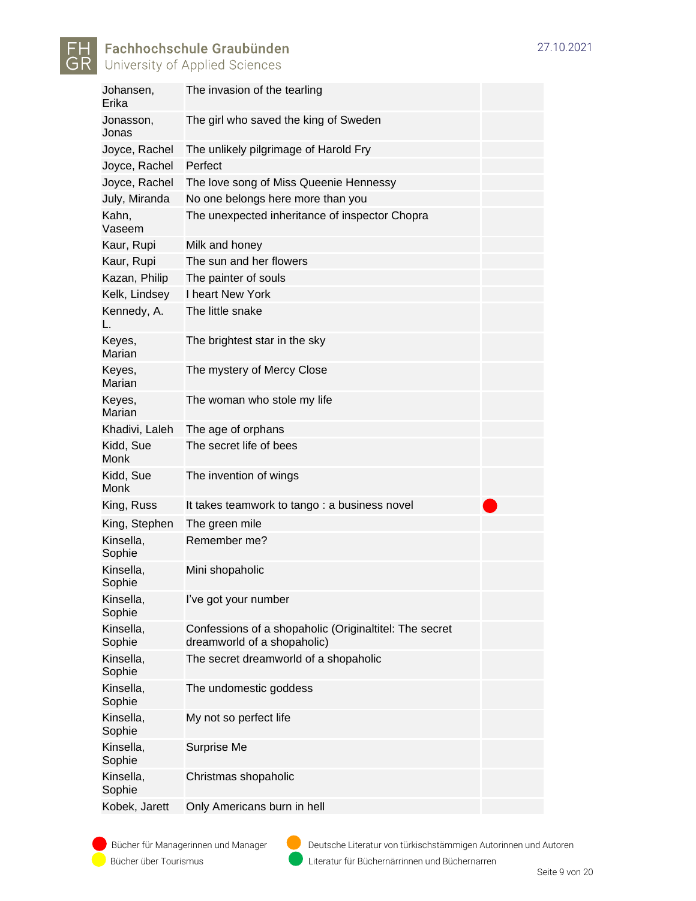| | | |
|---|---|---|
| Johansen, Erika | The invasion of the tearling | |
| Jonasson, Jonas | The girl who saved the king of Sweden | |
| Joyce, Rachel | The unlikely pilgrimage of Harold Fry | |
| Joyce, Rachel | Perfect | |
| Joyce, Rachel | The love song of Miss Queenie Hennessy | |
| July, Miranda | No one belongs here more than you | |
| Kahn, Vaseem | The unexpected inheritance of inspector Chopra | |
| Kaur, Rupi | Milk and honey | |
| Kaur, Rupi | The sun and her flowers | |
| Kazan, Philip | The painter of souls | |
| Kelk, Lindsey | I heart New York | |
| Kennedy, A. L. | The little snake | |
| Keyes, Marian | The brightest star in the sky | |
| Keyes, Marian | The mystery of Mercy Close | |
| Keyes, Marian | The woman who stole my life | |
| Khadivi, Laleh | The age of orphans | |
| Kidd, Sue Monk | The secret life of bees | |
| Kidd, Sue Monk | The invention of wings | |
| King, Russ | It takes teamwork to tango : a business novel | 🔴 |
| King, Stephen | The green mile | |
| Kinsella, Sophie | Remember me? | |
| Kinsella, Sophie | Mini shopaholic | |
| Kinsella, Sophie | I've got your number | |
| Kinsella, Sophie | Confessions of a shopaholic (Originaltitel: The secret dreamworld of a shopaholic) | |
| Kinsella, Sophie | The secret dreamworld of a shopaholic | |
| Kinsella, Sophie | The undomestic goddess | |
| Kinsella, Sophie | My not so perfect life | |
| Kinsella, Sophie | Surprise Me | |
| Kinsella, Sophie | Christmas shopaholic | |
| Kobek, Jarett | Only Americans burn in hell | |

🔴 Bücher für Managerinnen und Manager
🟠 Deutsche Literatur von türkischstämmigen Autorinnen und Autoren
🟡 Bücher über Tourismus
🟢 Literatur für Büchernärrinnen und Büchernarren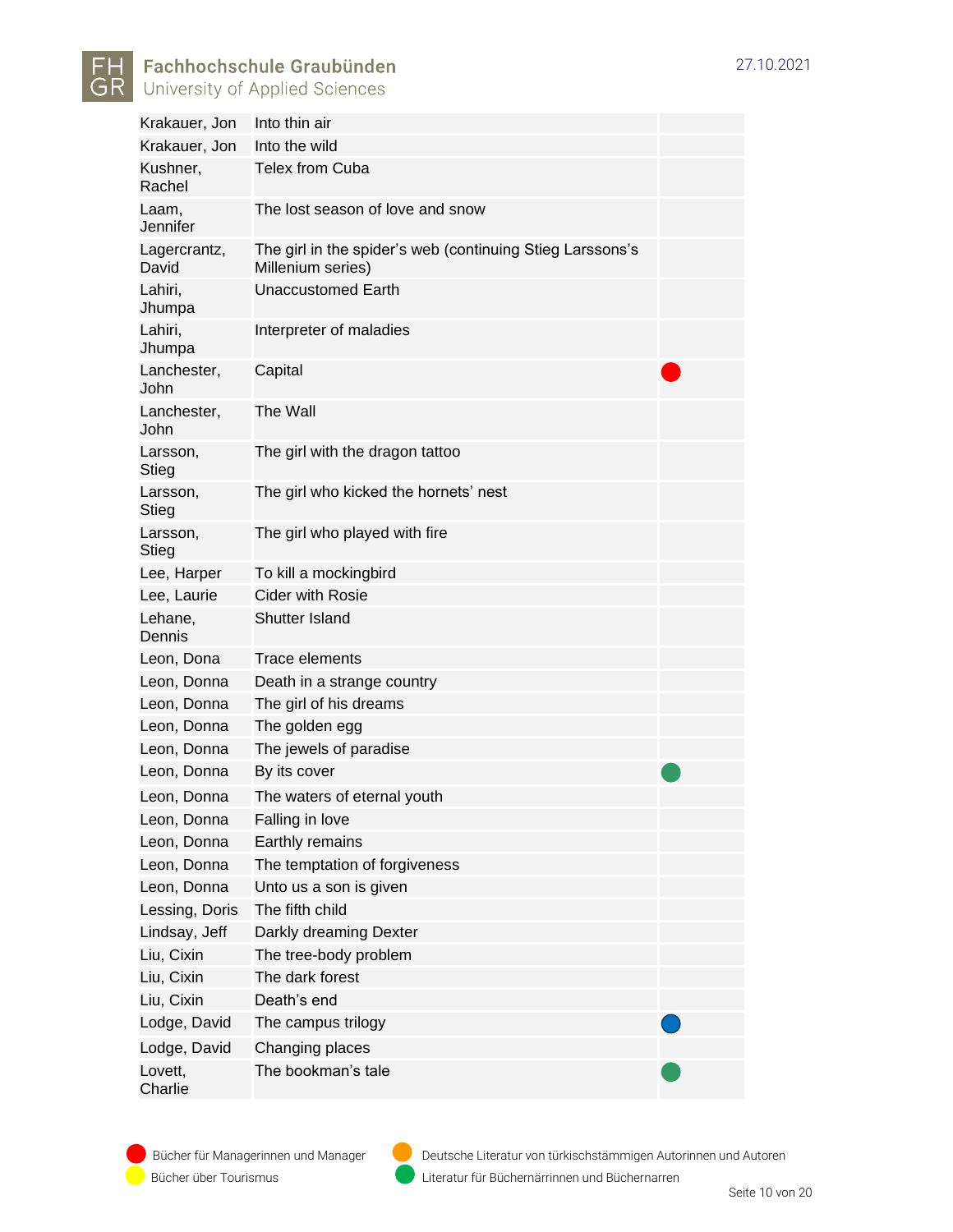| Author | Title | Category |
|---|---|---|
| Krakauer, Jon | Into thin air | |
| Krakauer, Jon | Into the wild | |
| Kushner, Rachel | Telex from Cuba | |
| Laam, Jennifer | The lost season of love and snow | |
| Lagercrantz, David | The girl in the spider's web (continuing Stieg Larssons's Millenium series) | |
| Lahiri, Jhumpa | Unaccustomed Earth | |
| Lahiri, Jhumpa | Interpreter of maladies | |
| Lanchester, John | Capital | 🔴 |
| Lanchester, John | The Wall | |
| Larsson, Stieg | The girl with the dragon tattoo | |
| Larsson, Stieg | The girl who kicked the hornets' nest | |
| Larsson, Stieg | The girl who played with fire | |
| Lee, Harper | To kill a mockingbird | |
| Lee, Laurie | Cider with Rosie | |
| Lehane, Dennis | Shutter Island | |
| Leon, Dona | Trace elements | |
| Leon, Donna | Death in a strange country | |
| Leon, Donna | The girl of his dreams | |
| Leon, Donna | The golden egg | |
| Leon, Donna | The jewels of paradise | |
| Leon, Donna | By its cover | 🟢 |
| Leon, Donna | The waters of eternal youth | |
| Leon, Donna | Falling in love | |
| Leon, Donna | Earthly remains | |
| Leon, Donna | The temptation of forgiveness | |
| Leon, Donna | Unto us a son is given | |
| Lessing, Doris | The fifth child | |
| Lindsay, Jeff | Darkly dreaming Dexter | |
| Liu, Cixin | The tree-body problem | |
| Liu, Cixin | The dark forest | |
| Liu, Cixin | Death's end | |
| Lodge, David | The campus trilogy | 🔵 |
| Lodge, David | Changing places | |
| Lovett, Charlie | The bookman's tale | 🟢 |

🔴 Bücher für Managerinnen und Manager
🟠 Deutsche Literatur von türkischstämmigen Autorinnen und Autoren
🟡 Bücher über Tourismus
🟢 Literatur für Büchernärrinnen und Büchernarren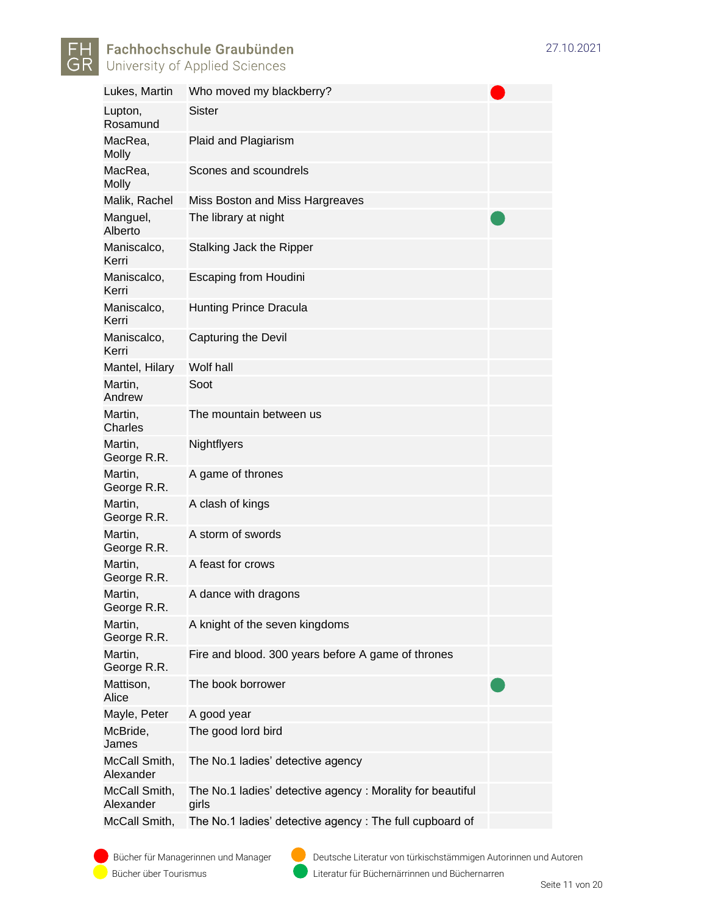| | | |
|---|---|---|
| Lukes, Martin | Who moved my blackberry? | 🔴 |
| Lupton, Rosamund | Sister | |
| MacRea, Molly | Plaid and Plagiarism | |
| MacRea, Molly | Scones and scoundrels | |
| Malik, Rachel | Miss Boston and Miss Hargreaves | |
| Manguel, Alberto | The library at night | 🟢 |
| Maniscalco, Kerri | Stalking Jack the Ripper | |
| Maniscalco, Kerri | Escaping from Houdini | |
| Maniscalco, Kerri | Hunting Prince Dracula | |
| Maniscalco, Kerri | Capturing the Devil | |
| Mantel, Hilary | Wolf hall | |
| Martin, Andrew | Soot | |
| Martin, Charles | The mountain between us | |
| Martin, George R.R. | Nightflyers | |
| Martin, George R.R. | A game of thrones | |
| Martin, George R.R. | A clash of kings | |
| Martin, George R.R. | A storm of swords | |
| Martin, George R.R. | A feast for crows | |
| Martin, George R.R. | A dance with dragons | |
| Martin, George R.R. | A knight of the seven kingdoms | |
| Martin, George R.R. | Fire and blood. 300 years before A game of thrones | |
| Mattison, Alice | The book borrower | 🟢 |
| Mayle, Peter | A good year | |
| McBride, James | The good lord bird | |
| McCall Smith, Alexander | The No.1 ladies' detective agency | |
| McCall Smith, Alexander | The No.1 ladies' detective agency : Morality for beautiful girls | |
| McCall Smith, | The No.1 ladies' detective agency : The full cupboard of | |

🔴 Bücher für Managerinnen und Manager
🟡 Bücher über Tourismus
🟠 Deutsche Literatur von türkischstämmigen Autorinnen und Autoren
🟢 Literatur für Büchernärrinnen und Büchernarren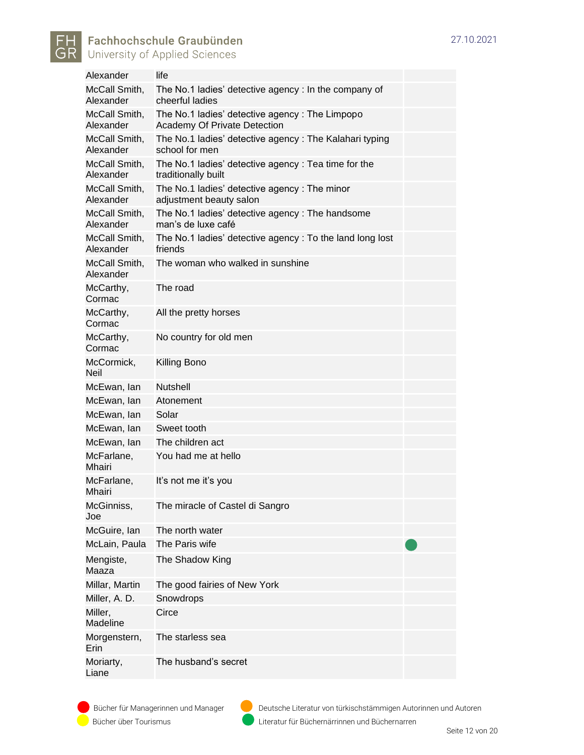| | | |
|---|---|---|
| Alexander | life | |
| McCall Smith, Alexander | The No.1 ladies' detective agency : In the company of cheerful ladies | |
| McCall Smith, Alexander | The No.1 ladies' detective agency : The Limpopo Academy Of Private Detection | |
| McCall Smith, Alexander | The No.1 ladies' detective agency : The Kalahari typing school for men | |
| McCall Smith, Alexander | The No.1 ladies' detective agency : Tea time for the traditionally built | |
| McCall Smith, Alexander | The No.1 ladies' detective agency : The minor adjustment beauty salon | |
| McCall Smith, Alexander | The No.1 ladies' detective agency : The handsome man's de luxe café | |
| McCall Smith, Alexander | The No.1 ladies' detective agency : To the land long lost friends | |
| McCall Smith, Alexander | The woman who walked in sunshine | |
| McCarthy, Cormac | The road | |
| McCarthy, Cormac | All the pretty horses | |
| McCarthy, Cormac | No country for old men | |
| McCormick, Neil | Killing Bono | |
| McEwan, Ian | Nutshell | |
| McEwan, Ian | Atonement | |
| McEwan, Ian | Solar | |
| McEwan, Ian | Sweet tooth | |
| McEwan, Ian | The children act | |
| McFarlane, Mhairi | You had me at hello | |
| McFarlane, Mhairi | It's not me it's you | |
| McGinniss, Joe | The miracle of Castel di Sangro | |
| McGuire, Ian | The north water | |
| McLain, Paula | The Paris wife | ● |
| Mengiste, Maaza | The Shadow King | |
| Millar, Martin | The good fairies of New York | |
| Miller, A. D. | Snowdrops | |
| Miller, Madeline | Circe | |
| Morgenstern, Erin | The starless sea | |
| Moriarty, Liane | The husband's secret | |

Legende:
- 🔴 Bücher für Managerinnen und Manager
- 🟡 Bücher über Tourismus
- 🟠 Deutsche Literatur von türkischstämmigen Autorinnen und Autoren
- 🟢 Literatur für Büchernärrinnen und Büchernarren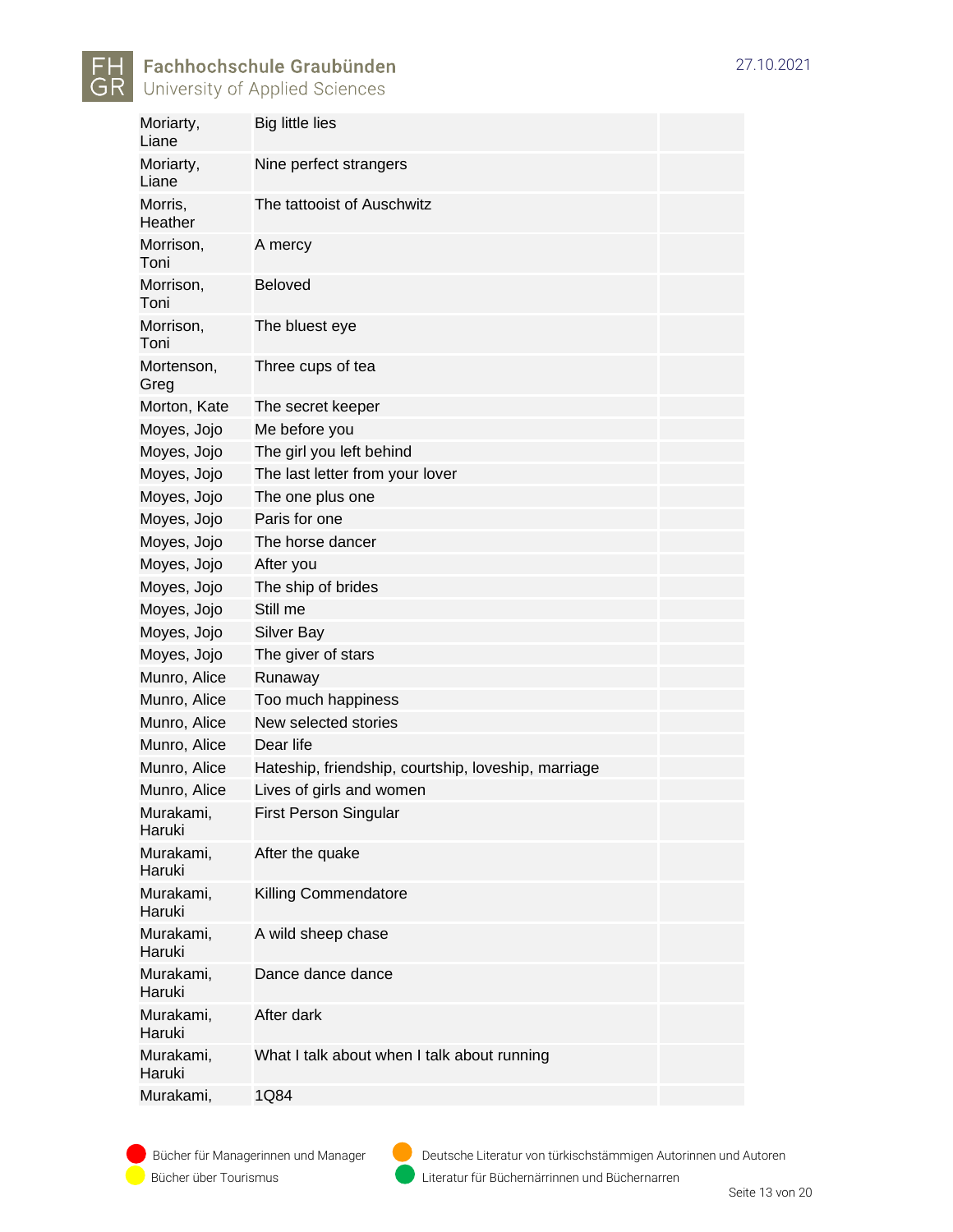| | | |
|---|---|---|
| Moriarty, Liane | Big little lies | |
| Moriarty, Liane | Nine perfect strangers | |
| Morris, Heather | The tattooist of Auschwitz | |
| Morrison, Toni | A mercy | |
| Morrison, Toni | Beloved | |
| Morrison, Toni | The bluest eye | |
| Mortenson, Greg | Three cups of tea | |
| Morton, Kate | The secret keeper | |
| Moyes, Jojo | Me before you | |
| Moyes, Jojo | The girl you left behind | |
| Moyes, Jojo | The last letter from your lover | |
| Moyes, Jojo | The one plus one | |
| Moyes, Jojo | Paris for one | |
| Moyes, Jojo | The horse dancer | |
| Moyes, Jojo | After you | |
| Moyes, Jojo | The ship of brides | |
| Moyes, Jojo | Still me | |
| Moyes, Jojo | Silver Bay | |
| Moyes, Jojo | The giver of stars | |
| Munro, Alice | Runaway | |
| Munro, Alice | Too much happiness | |
| Munro, Alice | New selected stories | |
| Munro, Alice | Dear life | |
| Munro, Alice | Hateship, friendship, courtship, loveship, marriage | |
| Munro, Alice | Lives of girls and women | |
| Murakami, Haruki | First Person Singular | |
| Murakami, Haruki | After the quake | |
| Murakami, Haruki | Killing Commendatore | |
| Murakami, Haruki | A wild sheep chase | |
| Murakami, Haruki | Dance dance dance | |
| Murakami, Haruki | After dark | |
| Murakami, Haruki | What I talk about when I talk about running | |
| Murakami, | 1Q84 | |

Bücher für Managerinnen und Manager
Bücher über Tourismus
Deutsche Literatur von türkischstämmigen Autorinnen und Autoren
Literatur für Büchernärrinnen und Büchernarren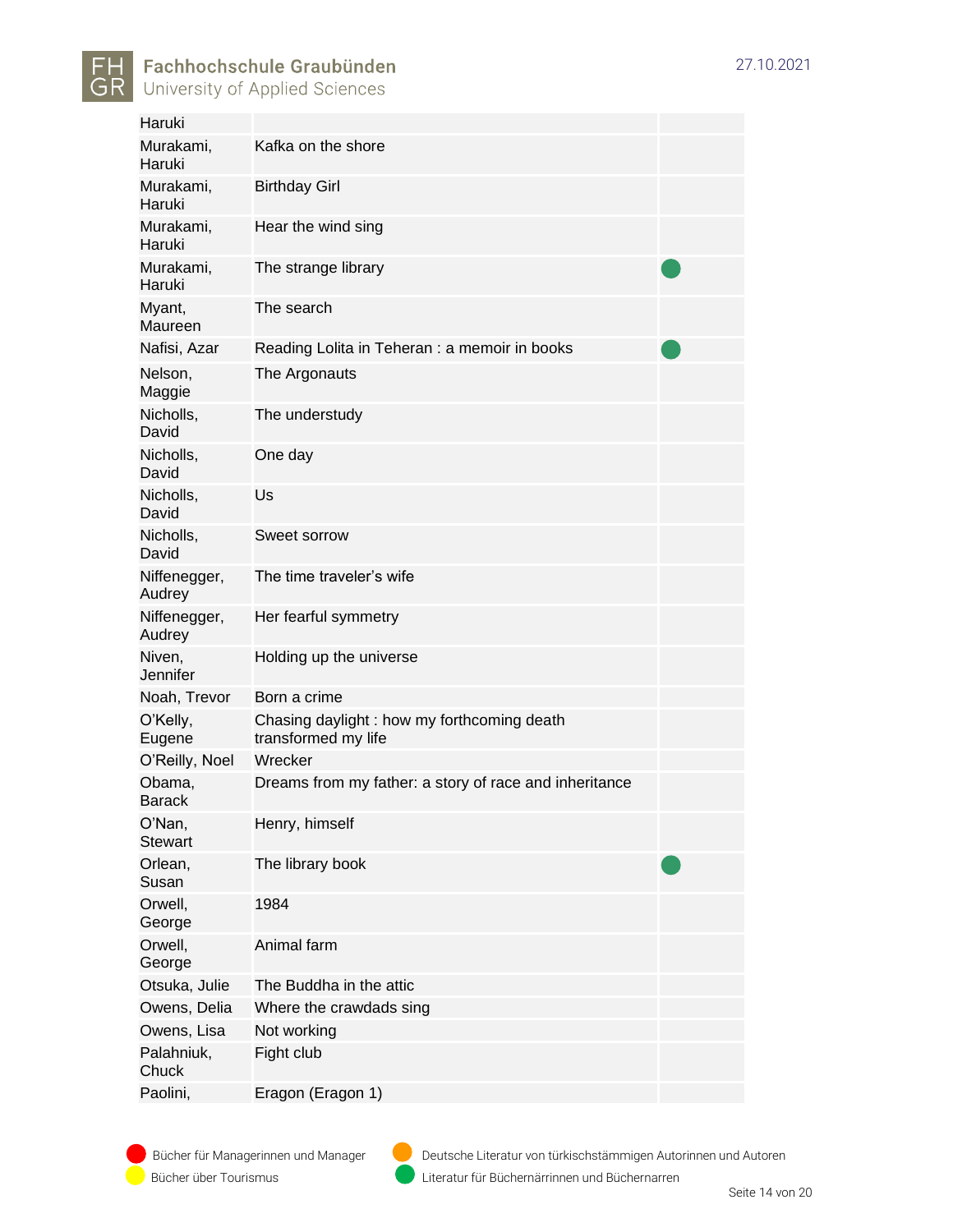| | | |
|---|---|---|
| Haruki | | |
| Murakami, Haruki | Kafka on the shore | |
| Murakami, Haruki | Birthday Girl | |
| Murakami, Haruki | Hear the wind sing | |
| Murakami, Haruki | The strange library | 🟢 |
| Myant, Maureen | The search | |
| Nafisi, Azar | Reading Lolita in Teheran : a memoir in books | 🟢 |
| Nelson, Maggie | The Argonauts | |
| Nicholls, David | The understudy | |
| Nicholls, David | One day | |
| Nicholls, David | Us | |
| Nicholls, David | Sweet sorrow | |
| Niffenegger, Audrey | The time traveler's wife | |
| Niffenegger, Audrey | Her fearful symmetry | |
| Niven, Jennifer | Holding up the universe | |
| Noah, Trevor | Born a crime | |
| O'Kelly, Eugene | Chasing daylight : how my forthcoming death transformed my life | |
| O'Reilly, Noel | Wrecker | |
| Obama, Barack | Dreams from my father: a story of race and inheritance | |
| O'Nan, Stewart | Henry, himself | |
| Orlean, Susan | The library book | 🟢 |
| Orwell, George | 1984 | |
| Orwell, George | Animal farm | |
| Otsuka, Julie | The Buddha in the attic | |
| Owens, Delia | Where the crawdads sing | |
| Owens, Lisa | Not working | |
| Palahniuk, Chuck | Fight club | |
| Paolini, | Eragon (Eragon 1) | |

🔴 Bücher für Managerinnen und Manager
🟡 Bücher über Tourismus
🟠 Deutsche Literatur von türkischstämmigen Autorinnen und Autoren
🟢 Literatur für Büchernärrinnen und Büchernarren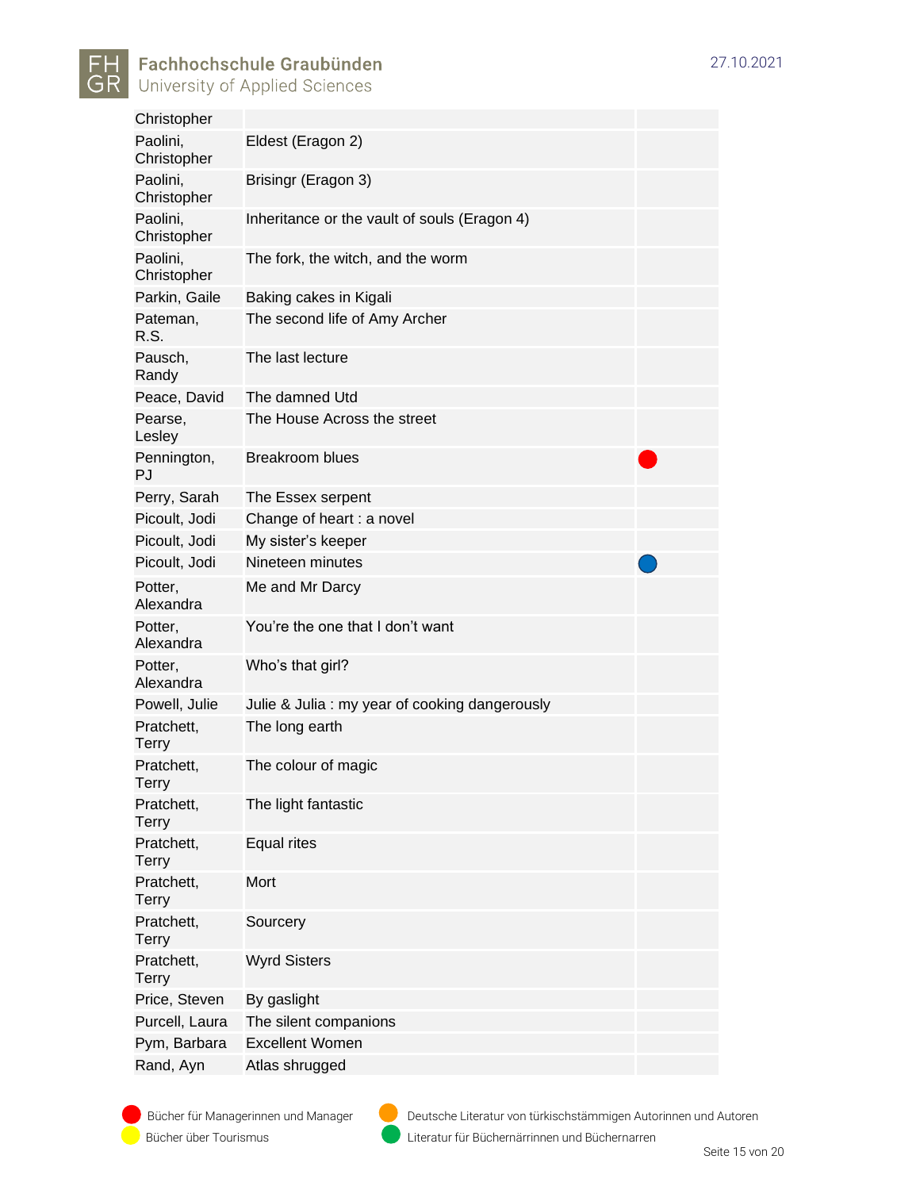| | | |
|---|---|---|
| Christopher | | |
| Paolini, Christopher | Eldest (Eragon 2) | |
| Paolini, Christopher | Brisingr (Eragon 3) | |
| Paolini, Christopher | Inheritance or the vault of souls (Eragon 4) | |
| Paolini, Christopher | The fork, the witch, and the worm | |
| Parkin, Gaile | Baking cakes in Kigali | |
| Pateman, R.S. | The second life of Amy Archer | |
| Pausch, Randy | The last lecture | |
| Peace, David | The damned Utd | |
| Pearse, Lesley | The House Across the street | |
| Pennington, PJ | Breakroom blues | 🔴 |
| Perry, Sarah | The Essex serpent | |
| Picoult, Jodi | Change of heart : a novel | |
| Picoult, Jodi | My sister's keeper | |
| Picoult, Jodi | Nineteen minutes | 🔵 |
| Potter, Alexandra | Me and Mr Darcy | |
| Potter, Alexandra | You're the one that I don't want | |
| Potter, Alexandra | Who's that girl? | |
| Powell, Julie | Julie & Julia : my year of cooking dangerously | |
| Pratchett, Terry | The long earth | |
| Pratchett, Terry | The colour of magic | |
| Pratchett, Terry | The light fantastic | |
| Pratchett, Terry | Equal rites | |
| Pratchett, Terry | Mort | |
| Pratchett, Terry | Sourcery | |
| Pratchett, Terry | Wyrd Sisters | |
| Price, Steven | By gaslight | |
| Purcell, Laura | The silent companions | |
| Pym, Barbara | Excellent Women | |
| Rand, Ayn | Atlas shrugged | |

🔴 Bücher für Managerinnen und Manager
🟠 Deutsche Literatur von türkischstämmigen Autorinnen und Autoren
🟡 Bücher über Tourismus
🟢 Literatur für Büchernärrinnen und Büchernarren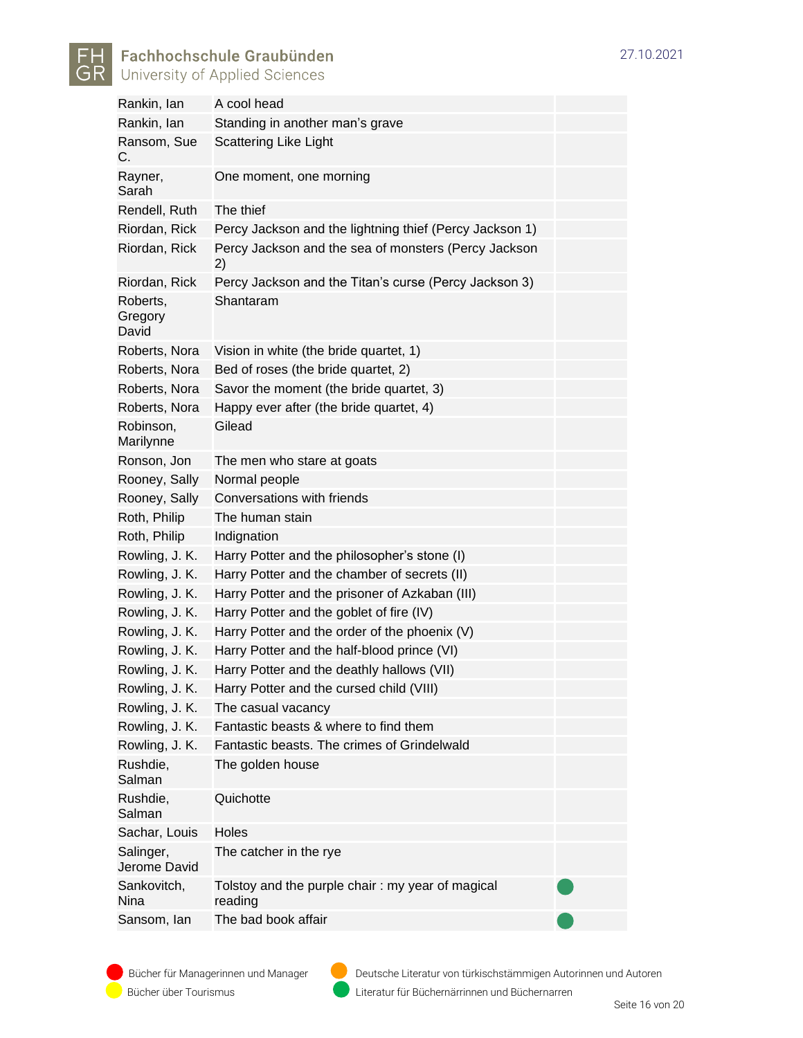| Rankin, Ian | A cool head | |
|---|---|---|
| Rankin, Ian | Standing in another man's grave | |
| Ransom, Sue C. | Scattering Like Light | |
| Rayner, Sarah | One moment, one morning | |
| Rendell, Ruth | The thief | |
| Riordan, Rick | Percy Jackson and the lightning thief (Percy Jackson 1) | |
| Riordan, Rick | Percy Jackson and the sea of monsters (Percy Jackson 2) | |
| Riordan, Rick | Percy Jackson and the Titan's curse (Percy Jackson 3) | |
| Roberts, Gregory David | Shantaram | |
| Roberts, Nora | Vision in white (the bride quartet, 1) | |
| Roberts, Nora | Bed of roses (the bride quartet, 2) | |
| Roberts, Nora | Savor the moment (the bride quartet, 3) | |
| Roberts, Nora | Happy ever after (the bride quartet, 4) | |
| Robinson, Marilynne | Gilead | |
| Ronson, Jon | The men who stare at goats | |
| Rooney, Sally | Normal people | |
| Rooney, Sally | Conversations with friends | |
| Roth, Philip | The human stain | |
| Roth, Philip | Indignation | |
| Rowling, J. K. | Harry Potter and the philosopher's stone (I) | |
| Rowling, J. K. | Harry Potter and the chamber of secrets (II) | |
| Rowling, J. K. | Harry Potter and the prisoner of Azkaban (III) | |
| Rowling, J. K. | Harry Potter and the goblet of fire (IV) | |
| Rowling, J. K. | Harry Potter and the order of the phoenix (V) | |
| Rowling, J. K. | Harry Potter and the half-blood prince (VI) | |
| Rowling, J. K. | Harry Potter and the deathly hallows (VII) | |
| Rowling, J. K. | Harry Potter and the cursed child (VIII) | |
| Rowling, J. K. | The casual vacancy | |
| Rowling, J. K. | Fantastic beasts & where to find them | |
| Rowling, J. K. | Fantastic beasts. The crimes of Grindelwald | |
| Rushdie, Salman | The golden house | |
| Rushdie, Salman | Quichotte | |
| Sachar, Louis | Holes | |
| Salinger, Jerome David | The catcher in the rye | |
| Sankovitch, Nina | Tolstoy and the purple chair : my year of magical reading | ● (grün) |
| Sansom, Ian | The bad book affair | ● (grün) |

● (rot) Bücher für Managerinnen und Manager
● (gelb) Bücher über Tourismus
● (orange) Deutsche Literatur von türkischstämmigen Autorinnen und Autoren
● (grün) Literatur für Büchernärrinnen und Büchernarren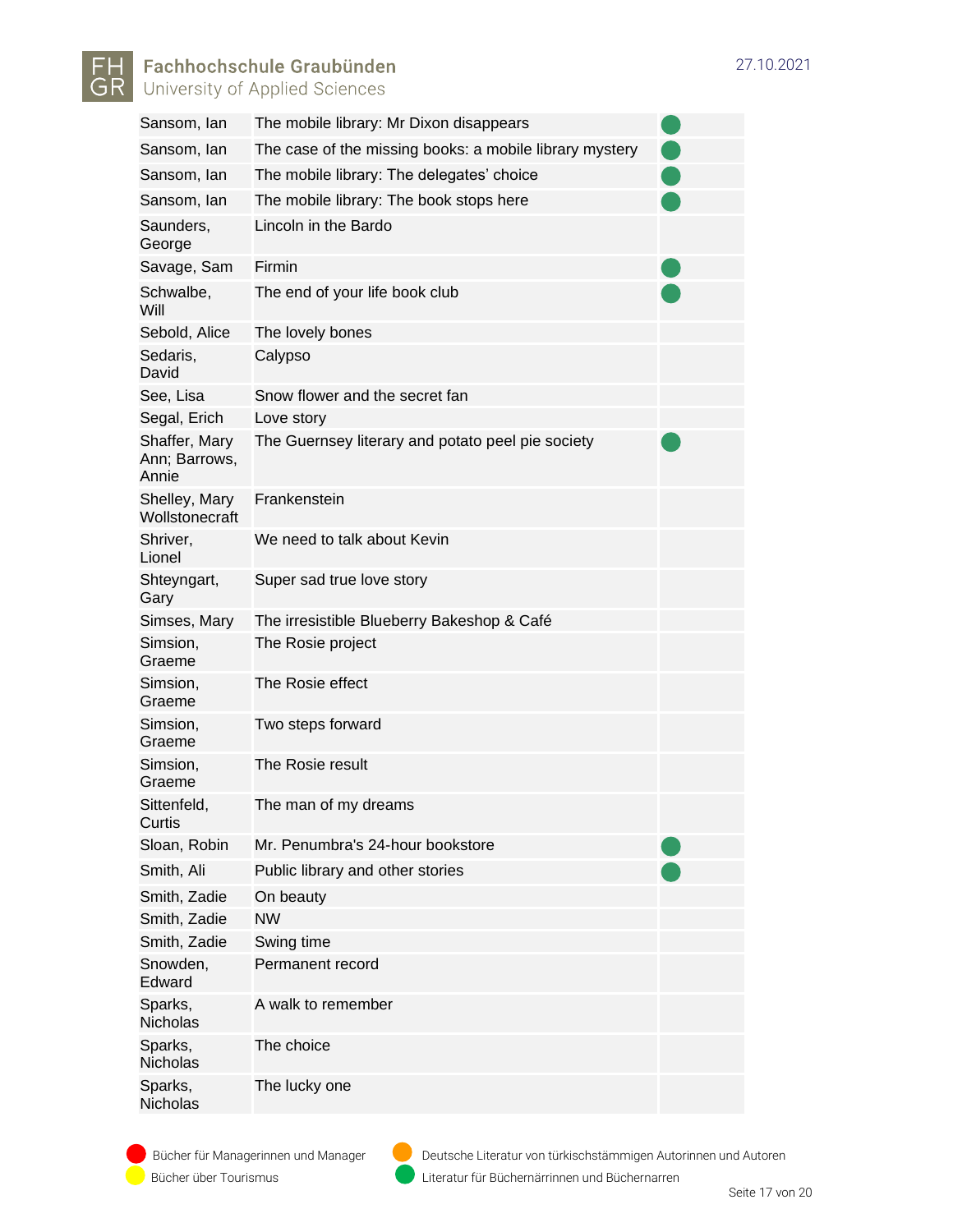| Author | Title | Category |
|---|---|---|
| Sansom, Ian | The mobile library: Mr Dixon disappears | 🟢 |
| Sansom, Ian | The case of the missing books: a mobile library mystery | 🟢 |
| Sansom, Ian | The mobile library: The delegates' choice | 🟢 |
| Sansom, Ian | The mobile library: The book stops here | 🟢 |
| Saunders, George | Lincoln in the Bardo | |
| Savage, Sam | Firmin | 🟢 |
| Schwalbe, Will | The end of your life book club | 🟢 |
| Sebold, Alice | The lovely bones | |
| Sedaris, David | Calypso | |
| See, Lisa | Snow flower and the secret fan | |
| Segal, Erich | Love story | |
| Shaffer, Mary Ann; Barrows, Annie | The Guernsey literary and potato peel pie society | 🟢 |
| Shelley, Mary Wollstonecraft | Frankenstein | |
| Shriver, Lionel | We need to talk about Kevin | |
| Shteyngart, Gary | Super sad true love story | |
| Simses, Mary | The irresistible Blueberry Bakeshop & Café | |
| Simsion, Graeme | The Rosie project | |
| Simsion, Graeme | The Rosie effect | |
| Simsion, Graeme | Two steps forward | |
| Simsion, Graeme | The Rosie result | |
| Sittenfeld, Curtis | The man of my dreams | |
| Sloan, Robin | Mr. Penumbra's 24-hour bookstore | 🟢 |
| Smith, Ali | Public library and other stories | 🟢 |
| Smith, Zadie | On beauty | |
| Smith, Zadie | NW | |
| Smith, Zadie | Swing time | |
| Snowden, Edward | Permanent record | |
| Sparks, Nicholas | A walk to remember | |
| Sparks, Nicholas | The choice | |
| Sparks, Nicholas | The lucky one | |

🔴 Bücher für Managerinnen und Manager
🟠 Deutsche Literatur von türkischstämmigen Autorinnen und Autoren
🟡 Bücher über Tourismus
🟢 Literatur für Büchernärrinnen und Büchernarren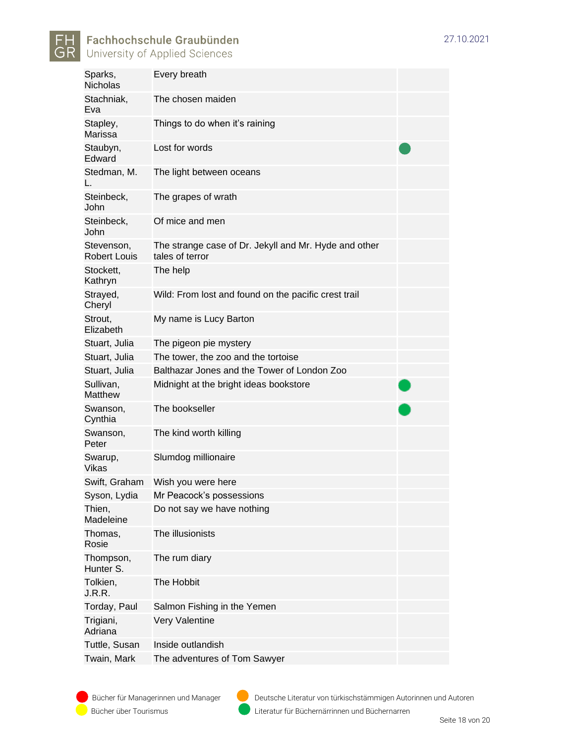| | | |
|---|---|---|
| Sparks, Nicholas | Every breath | |
| Stachniak, Eva | The chosen maiden | |
| Stapley, Marissa | Things to do when it's raining | |
| Staubyn, Edward | Lost for words | ● |
| Stedman, M. L. | The light between oceans | |
| Steinbeck, John | The grapes of wrath | |
| Steinbeck, John | Of mice and men | |
| Stevenson, Robert Louis | The strange case of Dr. Jekyll and Mr. Hyde and other tales of terror | |
| Stockett, Kathryn | The help | |
| Strayed, Cheryl | Wild: From lost and found on the pacific crest trail | |
| Strout, Elizabeth | My name is Lucy Barton | |
| Stuart, Julia | The pigeon pie mystery | |
| Stuart, Julia | The tower, the zoo and the tortoise | |
| Stuart, Julia | Balthazar Jones and the Tower of London Zoo | |
| Sullivan, Matthew | Midnight at the bright ideas bookstore | ● |
| Swanson, Cynthia | The bookseller | ● |
| Swanson, Peter | The kind worth killing | |
| Swarup, Vikas | Slumdog millionaire | |
| Swift, Graham | Wish you were here | |
| Syson, Lydia | Mr Peacock's possessions | |
| Thien, Madeleine | Do not say we have nothing | |
| Thomas, Rosie | The illusionists | |
| Thompson, Hunter S. | The rum diary | |
| Tolkien, J.R.R. | The Hobbit | |
| Torday, Paul | Salmon Fishing in the Yemen | |
| Trigiani, Adriana | Very Valentine | |
| Tuttle, Susan | Inside outlandish | |
| Twain, Mark | The adventures of Tom Sawyer | |

● (rot) Bücher für Managerinnen und Manager
● (gelb) Bücher über Tourismus
● (orange) Deutsche Literatur von türkischstämmigen Autorinnen und Autoren
● (grün) Literatur für Büchernärrinnen und Büchernarren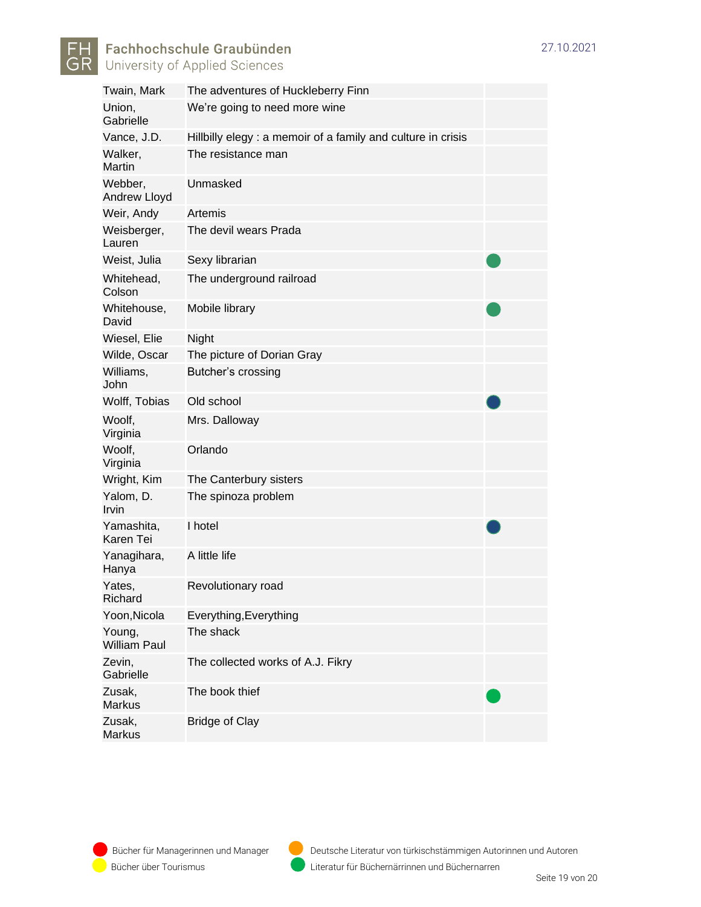| | | |
|---|---|---|
| Twain, Mark | The adventures of Huckleberry Finn | |
| Union, Gabrielle | We're going to need more wine | |
| Vance, J.D. | Hillbilly elegy : a memoir of a family and culture in crisis | |
| Walker, Martin | The resistance man | |
| Webber, Andrew Lloyd | Unmasked | |
| Weir, Andy | Artemis | |
| Weisberger, Lauren | The devil wears Prada | |
| Weist, Julia | Sexy librarian | ● |
| Whitehead, Colson | The underground railroad | |
| Whitehouse, David | Mobile library | ● |
| Wiesel, Elie | Night | |
| Wilde, Oscar | The picture of Dorian Gray | |
| Williams, John | Butcher's crossing | |
| Wolff, Tobias | Old school | ● |
| Woolf, Virginia | Mrs. Dalloway | |
| Woolf, Virginia | Orlando | |
| Wright, Kim | The Canterbury sisters | |
| Yalom, D. Irvin | The spinoza problem | |
| Yamashita, Karen Tei | I hotel | ● |
| Yanagihara, Hanya | A little life | |
| Yates, Richard | Revolutionary road | |
| Yoon,Nicola | Everything,Everything | |
| Young, William Paul | The shack | |
| Zevin, Gabrielle | The collected works of A.J. Fikry | |
| Zusak, Markus | The book thief | ● |
| Zusak, Markus | Bridge of Clay | |

● Bücher für Managerinnen und Manager
● Bücher über Tourismus
● Deutsche Literatur von türkischstämmigen Autorinnen und Autoren
● Literatur für Büchernärrinnen und Büchernarren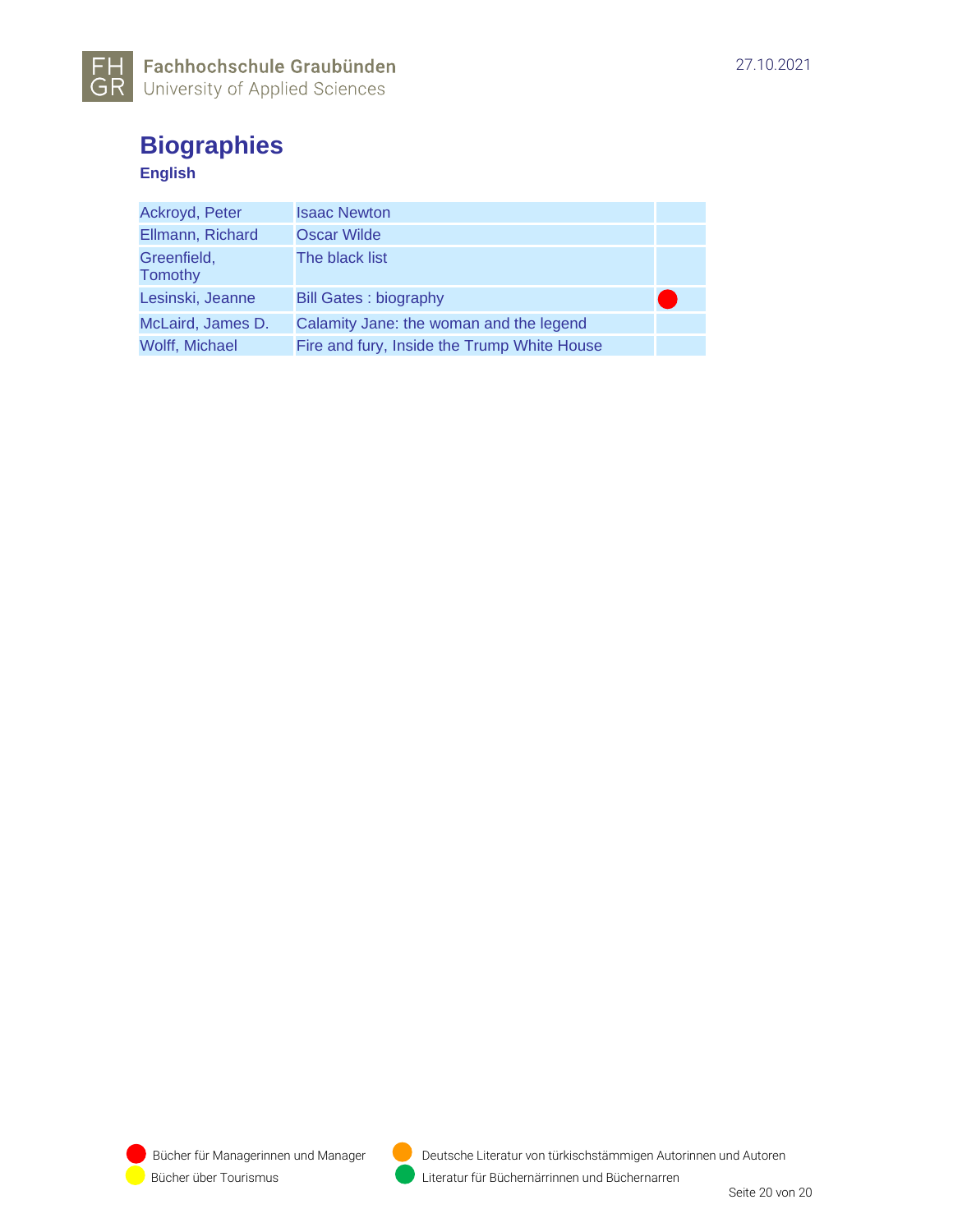# Biographies

### English

| | | |
|---|---|---|
| Ackroyd, Peter | Isaac Newton | |
| Ellmann, Richard | Oscar Wilde | |
| Greenfield, Tomothy | The black list | |
| Lesinski, Jeanne | Bill Gates : biography | 🔴 |
| McLaird, James D. | Calamity Jane: the woman and the legend | |
| Wolff, Michael | Fire and fury, Inside the Trump White House | |

🔴 Bücher für Managerinnen und Manager
🟠 Deutsche Literatur von türkischstämmigen Autorinnen und Autoren
🟡 Bücher über Tourismus
🟢 Literatur für Büchernärrinnen und Büchernarren